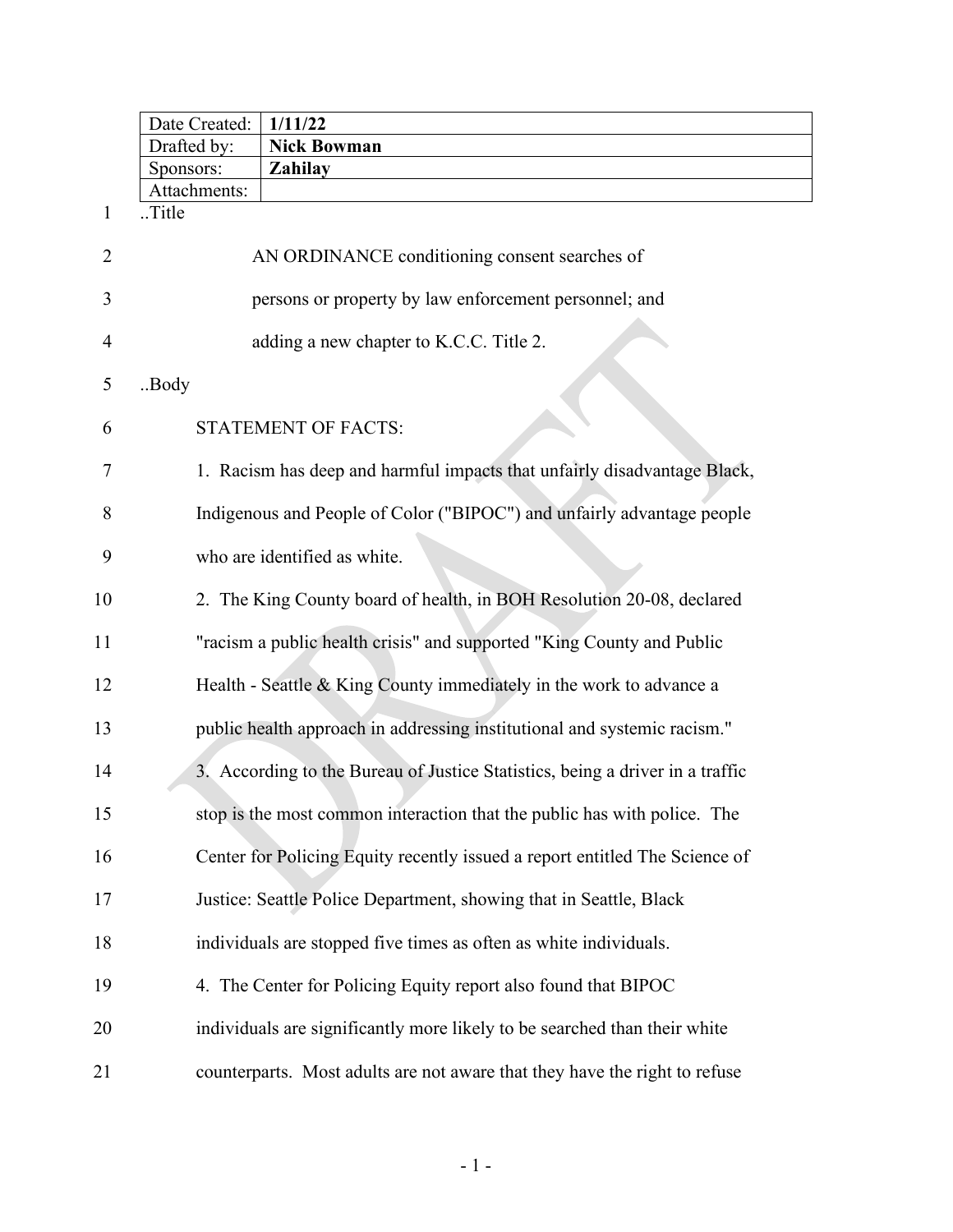| Date Created: | 1/11/22 |
| --- | --- |
| Drafted by: | Nick Bowman |
| Sponsors: | Zahilay |
| Attachments: | |

..Title

AN ORDINANCE conditioning consent searches of persons or property by law enforcement personnel; and adding a new chapter to K.C.C. Title 2.

..Body

STATEMENT OF FACTS:

1. Racism has deep and harmful impacts that unfairly disadvantage Black, Indigenous and People of Color ("BIPOC") and unfairly advantage people who are identified as white.

2. The King County board of health, in BOH Resolution 20-08, declared "racism a public health crisis" and supported "King County and Public Health - Seattle & King County immediately in the work to advance a public health approach in addressing institutional and systemic racism."

3. According to the Bureau of Justice Statistics, being a driver in a traffic stop is the most common interaction that the public has with police. The Center for Policing Equity recently issued a report entitled The Science of Justice: Seattle Police Department, showing that in Seattle, Black individuals are stopped five times as often as white individuals.

4. The Center for Policing Equity report also found that BIPOC individuals are significantly more likely to be searched than their white counterparts. Most adults are not aware that they have the right to refuse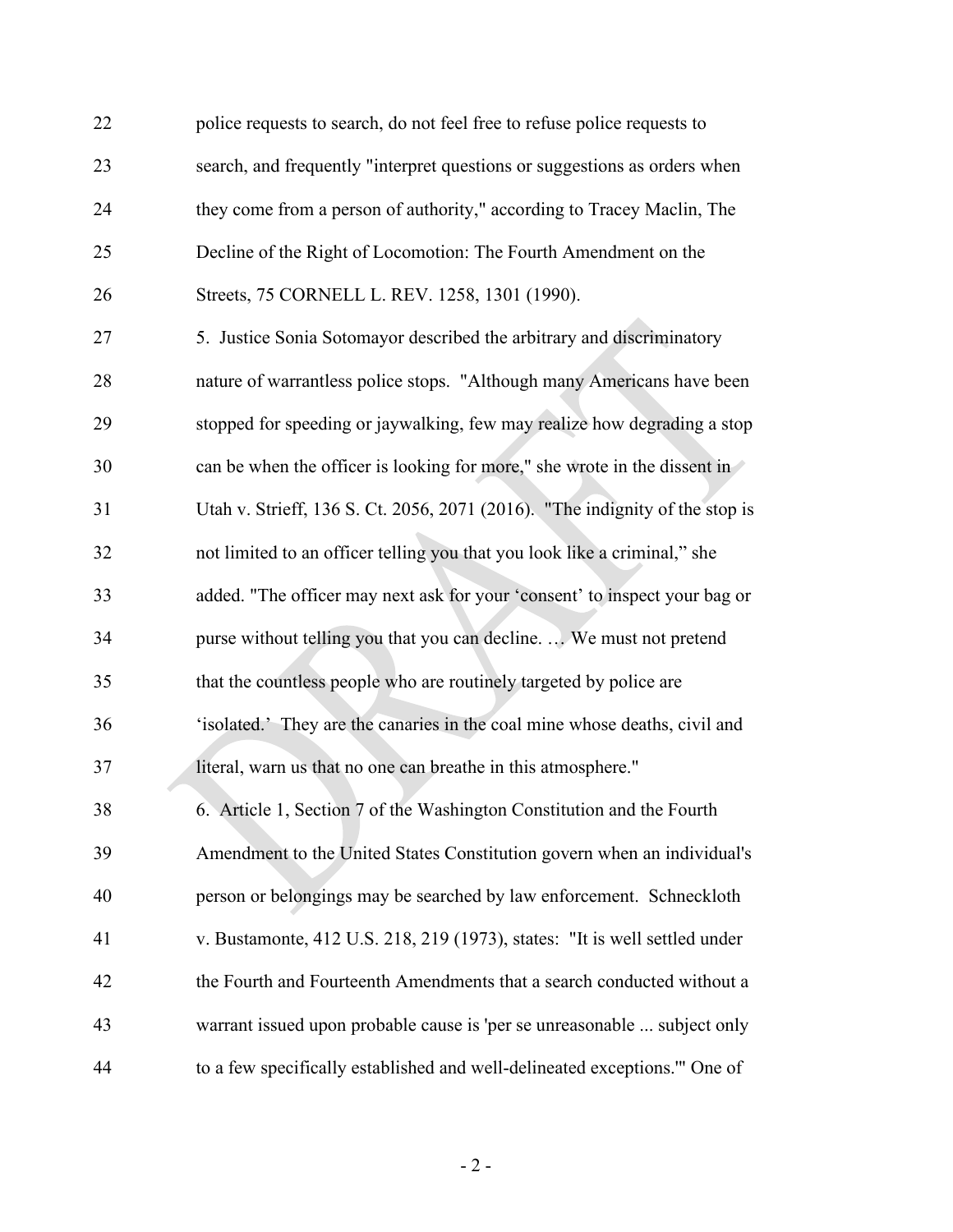police requests to search, do not feel free to refuse police requests to search, and frequently "interpret questions or suggestions as orders when they come from a person of authority," according to Tracey Maclin, The Decline of the Right of Locomotion: The Fourth Amendment on the Streets, 75 CORNELL L. REV. 1258, 1301 (1990).

5. Justice Sonia Sotomayor described the arbitrary and discriminatory nature of warrantless police stops. "Although many Americans have been stopped for speeding or jaywalking, few may realize how degrading a stop can be when the officer is looking for more," she wrote in the dissent in Utah v. Strieff, 136 S. Ct. 2056, 2071 (2016). "The indignity of the stop is not limited to an officer telling you that you look like a criminal," she added. "The officer may next ask for your 'consent' to inspect your bag or purse without telling you that you can decline. … We must not pretend that the countless people who are routinely targeted by police are 'isolated.' They are the canaries in the coal mine whose deaths, civil and literal, warn us that no one can breathe in this atmosphere."

6. Article 1, Section 7 of the Washington Constitution and the Fourth Amendment to the United States Constitution govern when an individual's person or belongings may be searched by law enforcement. Schneckloth v. Bustamonte, 412 U.S. 218, 219 (1973), states: "It is well settled under the Fourth and Fourteenth Amendments that a search conducted without a warrant issued upon probable cause is 'per se unreasonable ... subject only to a few specifically established and well-delineated exceptions.'" One of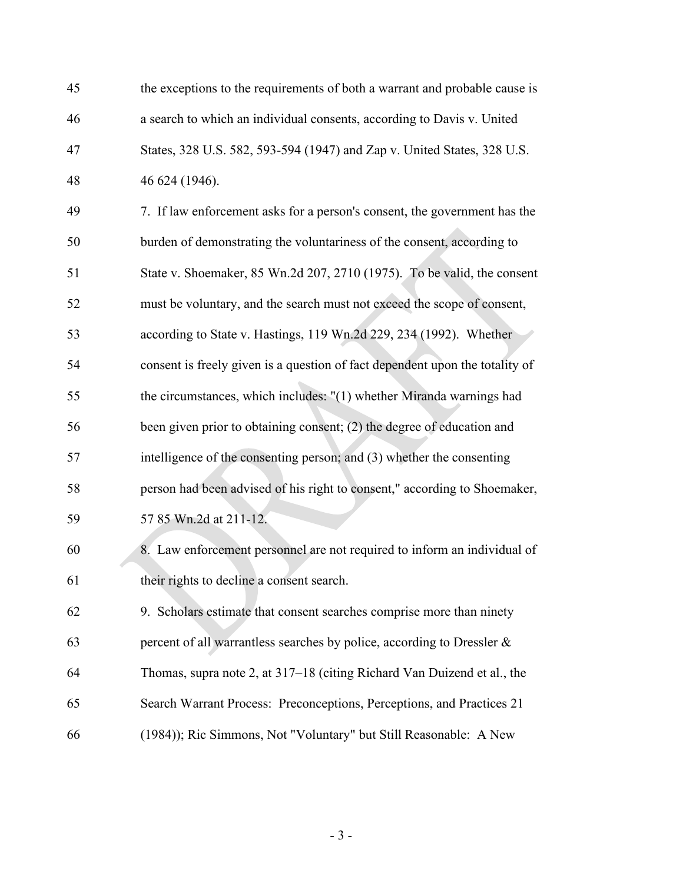the exceptions to the requirements of both a warrant and probable cause is a search to which an individual consents, according to Davis v. United States, 328 U.S. 582, 593-594 (1947) and Zap v. United States, 328 U.S. 46 624 (1946).

7. If law enforcement asks for a person's consent, the government has the burden of demonstrating the voluntariness of the consent, according to State v. Shoemaker, 85 Wn.2d 207, 2710 (1975). To be valid, the consent must be voluntary, and the search must not exceed the scope of consent, according to State v. Hastings, 119 Wn.2d 229, 234 (1992). Whether consent is freely given is a question of fact dependent upon the totality of the circumstances, which includes: "(1) whether Miranda warnings had been given prior to obtaining consent; (2) the degree of education and intelligence of the consenting person; and (3) whether the consenting person had been advised of his right to consent," according to Shoemaker, 57 85 Wn.2d at 211-12.

8. Law enforcement personnel are not required to inform an individual of their rights to decline a consent search.

9. Scholars estimate that consent searches comprise more than ninety percent of all warrantless searches by police, according to Dressler & Thomas, supra note 2, at 317–18 (citing Richard Van Duizend et al., the Search Warrant Process: Preconceptions, Perceptions, and Practices 21 (1984)); Ric Simmons, Not "Voluntary" but Still Reasonable: A New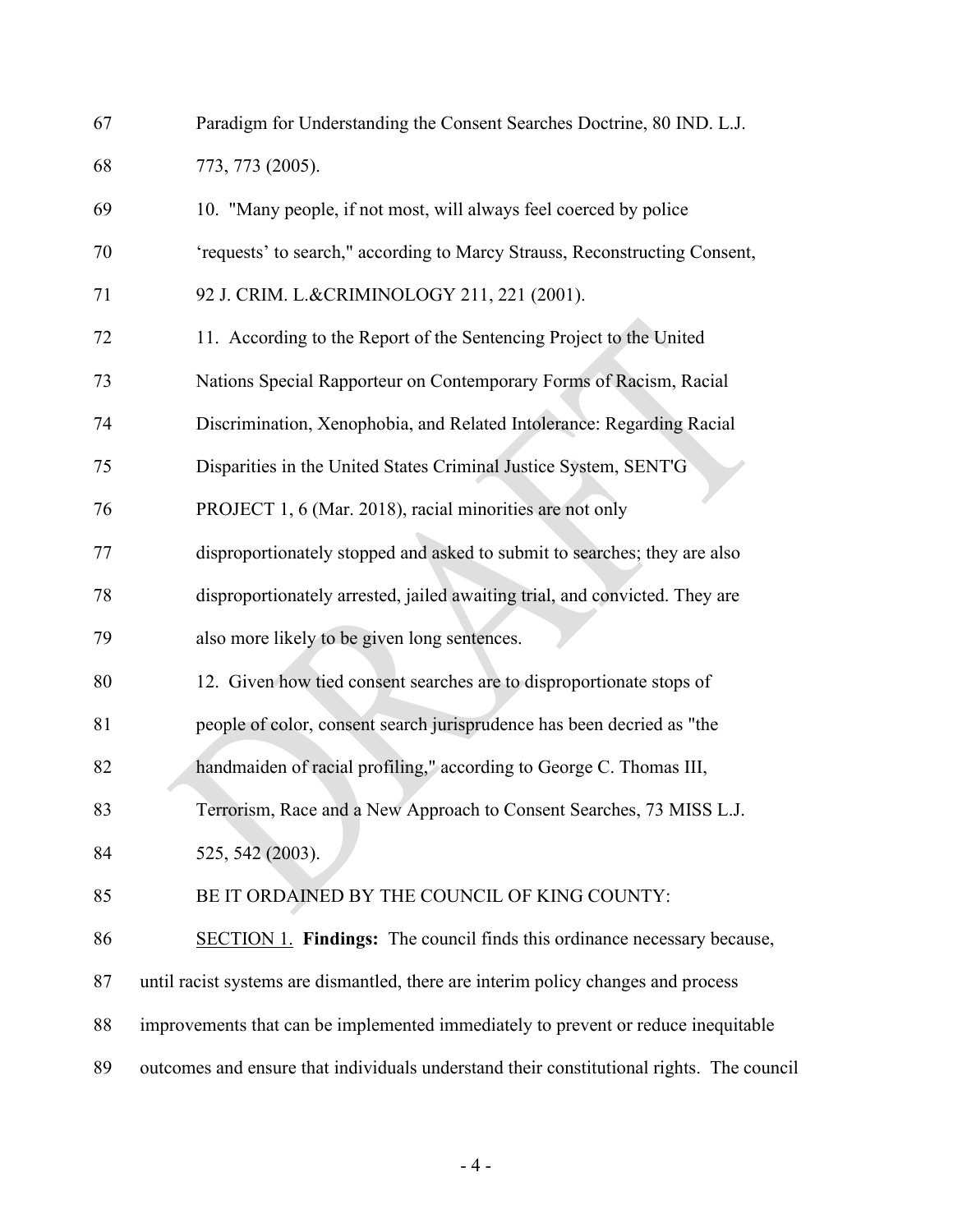Paradigm for Understanding the Consent Searches Doctrine, 80 IND. L.J. 773, 773 (2005).

10. "Many people, if not most, will always feel coerced by police 'requests' to search," according to Marcy Strauss, Reconstructing Consent, 92 J. CRIM. L.&CRIMINOLOGY 211, 221 (2001).

11. According to the Report of the Sentencing Project to the United Nations Special Rapporteur on Contemporary Forms of Racism, Racial Discrimination, Xenophobia, and Related Intolerance: Regarding Racial Disparities in the United States Criminal Justice System, SENT'G PROJECT 1, 6 (Mar. 2018), racial minorities are not only disproportionately stopped and asked to submit to searches; they are also disproportionately arrested, jailed awaiting trial, and convicted. They are also more likely to be given long sentences.

12. Given how tied consent searches are to disproportionate stops of people of color, consent search jurisprudence has been decried as "the handmaiden of racial profiling," according to George C. Thomas III, Terrorism, Race and a New Approach to Consent Searches, 73 MISS L.J. 525, 542 (2003).

BE IT ORDAINED BY THE COUNCIL OF KING COUNTY:

SECTION 1. **Findings:** The council finds this ordinance necessary because, until racist systems are dismantled, there are interim policy changes and process improvements that can be implemented immediately to prevent or reduce inequitable outcomes and ensure that individuals understand their constitutional rights. The council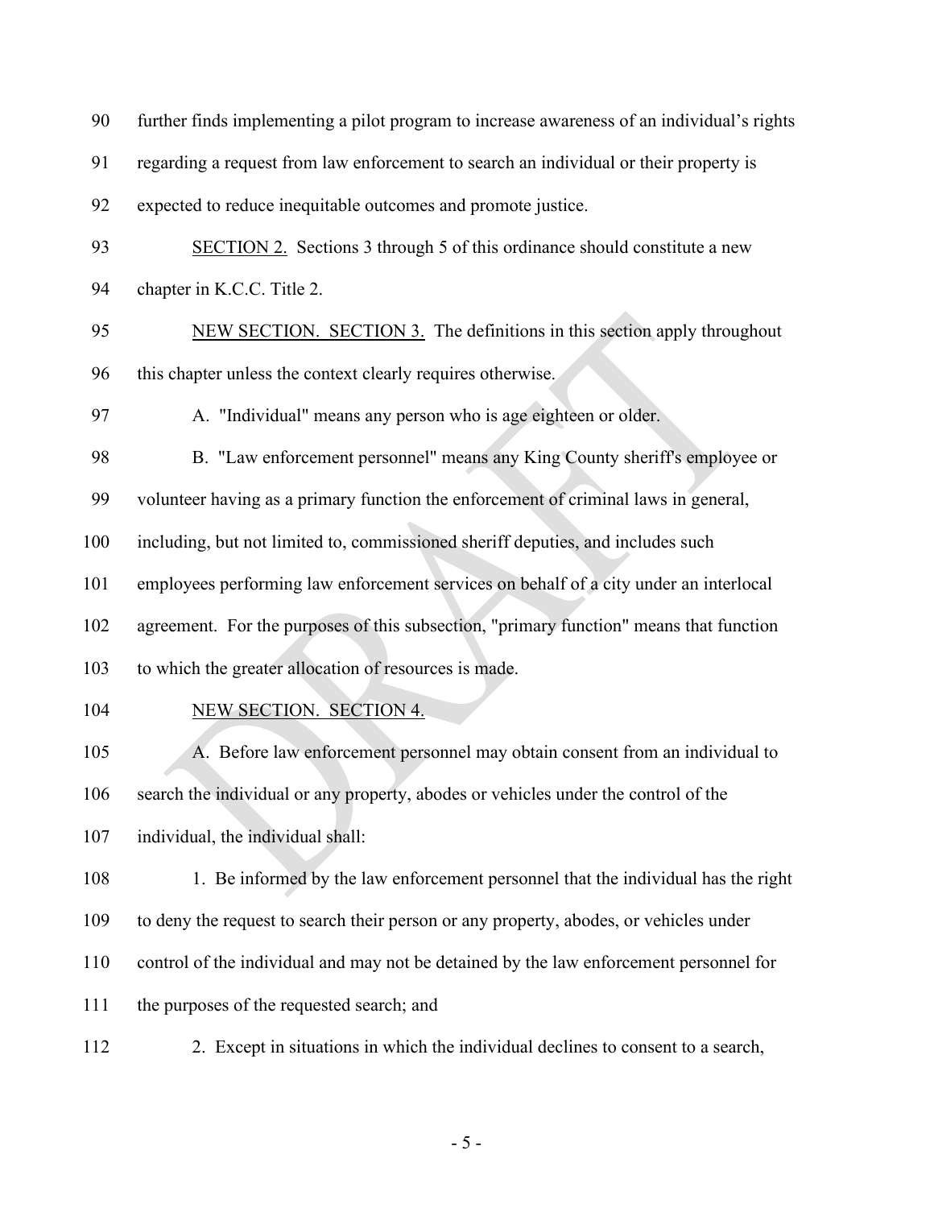further finds implementing a pilot program to increase awareness of an individual's rights regarding a request from law enforcement to search an individual or their property is expected to reduce inequitable outcomes and promote justice.

SECTION 2. Sections 3 through 5 of this ordinance should constitute a new chapter in K.C.C. Title 2.

NEW SECTION. SECTION 3. The definitions in this section apply throughout this chapter unless the context clearly requires otherwise.

A. "Individual" means any person who is age eighteen or older.

B. "Law enforcement personnel" means any King County sheriff's employee or volunteer having as a primary function the enforcement of criminal laws in general, including, but not limited to, commissioned sheriff deputies, and includes such employees performing law enforcement services on behalf of a city under an interlocal agreement. For the purposes of this subsection, "primary function" means that function to which the greater allocation of resources is made.

NEW SECTION. SECTION 4.

A. Before law enforcement personnel may obtain consent from an individual to search the individual or any property, abodes or vehicles under the control of the individual, the individual shall:

1. Be informed by the law enforcement personnel that the individual has the right to deny the request to search their person or any property, abodes, or vehicles under control of the individual and may not be detained by the law enforcement personnel for the purposes of the requested search; and

2. Except in situations in which the individual declines to consent to a search,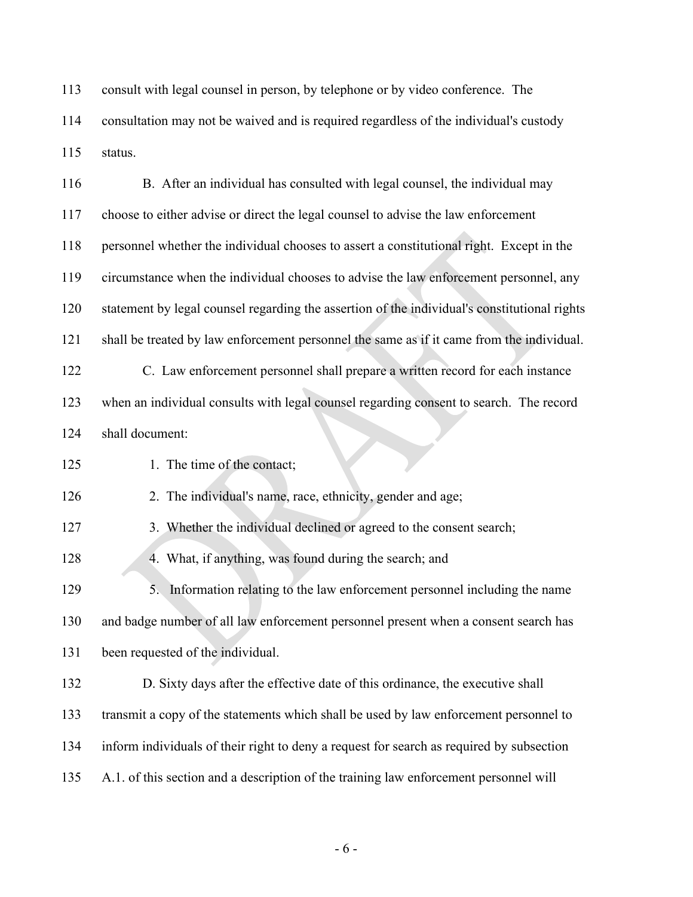consult with legal counsel in person, by telephone or by video conference. The consultation may not be waived and is required regardless of the individual's custody status.

B. After an individual has consulted with legal counsel, the individual may choose to either advise or direct the legal counsel to advise the law enforcement personnel whether the individual chooses to assert a constitutional right. Except in the circumstance when the individual chooses to advise the law enforcement personnel, any statement by legal counsel regarding the assertion of the individual's constitutional rights shall be treated by law enforcement personnel the same as if it came from the individual.

C. Law enforcement personnel shall prepare a written record for each instance when an individual consults with legal counsel regarding consent to search. The record shall document:

1. The time of the contact;

2. The individual's name, race, ethnicity, gender and age;

3. Whether the individual declined or agreed to the consent search;

4. What, if anything, was found during the search; and

5. Information relating to the law enforcement personnel including the name and badge number of all law enforcement personnel present when a consent search has been requested of the individual.

D. Sixty days after the effective date of this ordinance, the executive shall transmit a copy of the statements which shall be used by law enforcement personnel to inform individuals of their right to deny a request for search as required by subsection A.1. of this section and a description of the training law enforcement personnel will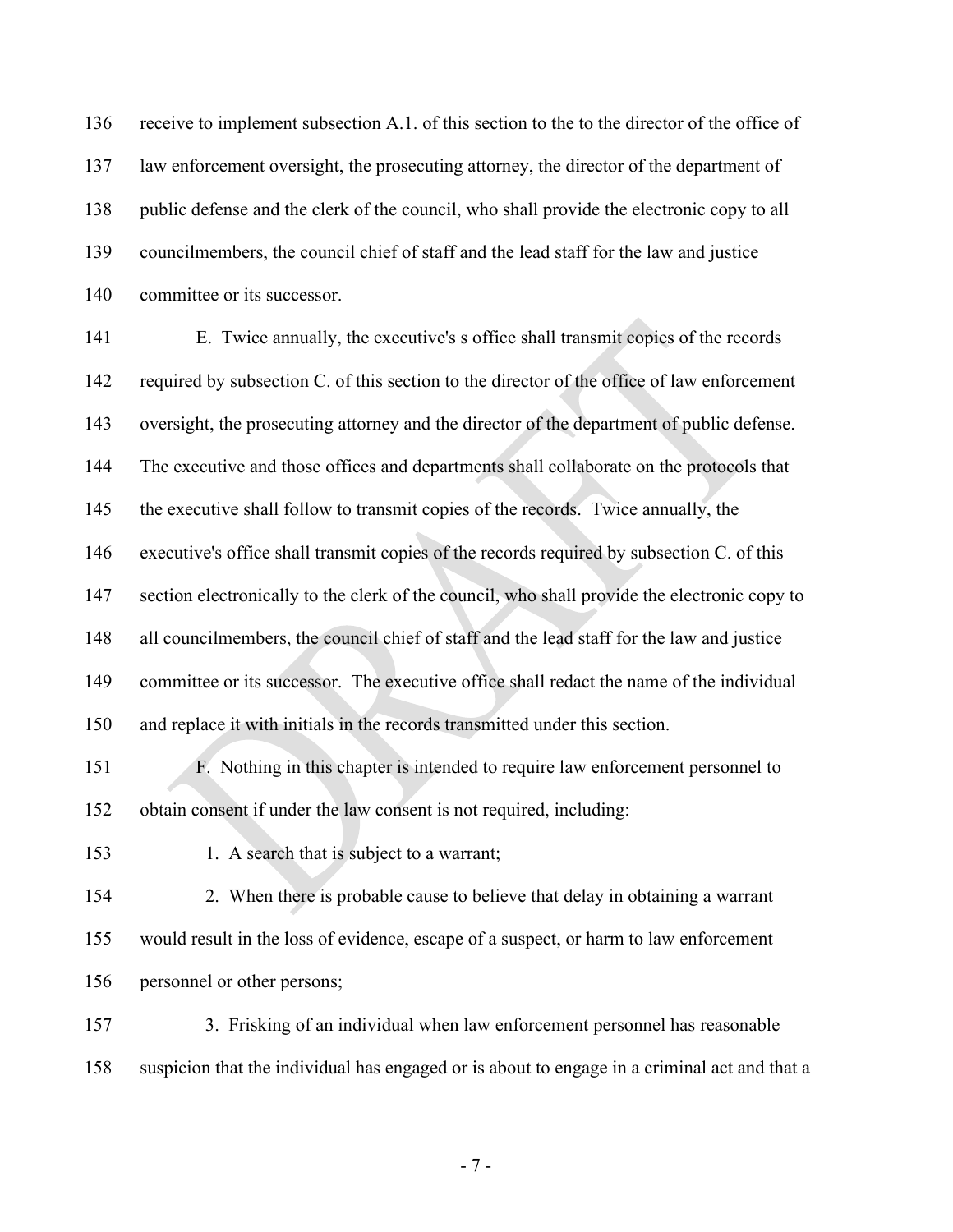receive to implement subsection A.1. of this section to the to the director of the office of law enforcement oversight, the prosecuting attorney, the director of the department of public defense and the clerk of the council, who shall provide the electronic copy to all councilmembers, the council chief of staff and the lead staff for the law and justice committee or its successor.

E. Twice annually, the executive's s office shall transmit copies of the records required by subsection C. of this section to the director of the office of law enforcement oversight, the prosecuting attorney and the director of the department of public defense. The executive and those offices and departments shall collaborate on the protocols that the executive shall follow to transmit copies of the records. Twice annually, the executive's office shall transmit copies of the records required by subsection C. of this section electronically to the clerk of the council, who shall provide the electronic copy to all councilmembers, the council chief of staff and the lead staff for the law and justice committee or its successor. The executive office shall redact the name of the individual and replace it with initials in the records transmitted under this section.

F. Nothing in this chapter is intended to require law enforcement personnel to obtain consent if under the law consent is not required, including:

1. A search that is subject to a warrant;

2. When there is probable cause to believe that delay in obtaining a warrant would result in the loss of evidence, escape of a suspect, or harm to law enforcement personnel or other persons;

3. Frisking of an individual when law enforcement personnel has reasonable suspicion that the individual has engaged or is about to engage in a criminal act and that a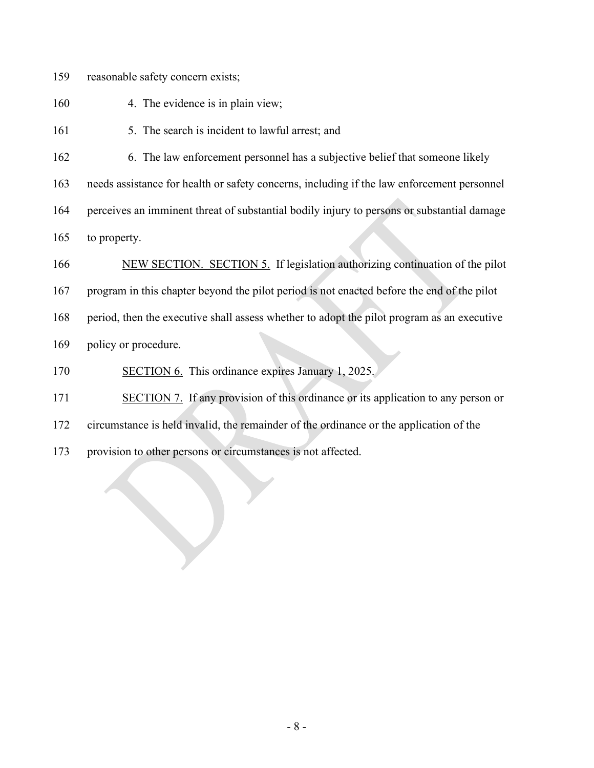reasonable safety concern exists;

4. The evidence is in plain view;

5. The search is incident to lawful arrest; and

6. The law enforcement personnel has a subjective belief that someone likely needs assistance for health or safety concerns, including if the law enforcement personnel perceives an imminent threat of substantial bodily injury to persons or substantial damage to property.

NEW SECTION. SECTION 5. If legislation authorizing continuation of the pilot program in this chapter beyond the pilot period is not enacted before the end of the pilot period, then the executive shall assess whether to adopt the pilot program as an executive policy or procedure.

SECTION 6. This ordinance expires January 1, 2025.

SECTION 7. If any provision of this ordinance or its application to any person or circumstance is held invalid, the remainder of the ordinance or the application of the provision to other persons or circumstances is not affected.